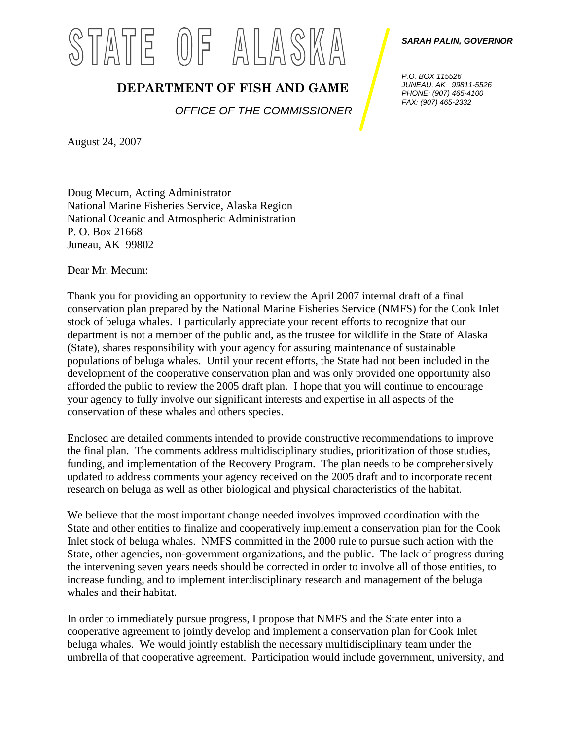# STATE OF ALASKA

## DEPARTMENT OF FISH AND GAME

*OFFICE OF THE COMMISSIONER*

***SARAH PALIN, GOVERNOR***

*P.O. BOX 115526*
*JUNEAU, AK 99811-5526*
*PHONE: (907) 465-4100*
*FAX: (907) 465-2332*

August 24, 2007

Doug Mecum, Acting Administrator
National Marine Fisheries Service, Alaska Region
National Oceanic and Atmospheric Administration
P. O. Box 21668
Juneau, AK 99802

Dear Mr. Mecum:

Thank you for providing an opportunity to review the April 2007 internal draft of a final conservation plan prepared by the National Marine Fisheries Service (NMFS) for the Cook Inlet stock of beluga whales. I particularly appreciate your recent efforts to recognize that our department is not a member of the public and, as the trustee for wildlife in the State of Alaska (State), shares responsibility with your agency for assuring maintenance of sustainable populations of beluga whales. Until your recent efforts, the State had not been included in the development of the cooperative conservation plan and was only provided one opportunity also afforded the public to review the 2005 draft plan. I hope that you will continue to encourage your agency to fully involve our significant interests and expertise in all aspects of the conservation of these whales and others species.

Enclosed are detailed comments intended to provide constructive recommendations to improve the final plan. The comments address multidisciplinary studies, prioritization of those studies, funding, and implementation of the Recovery Program. The plan needs to be comprehensively updated to address comments your agency received on the 2005 draft and to incorporate recent research on beluga as well as other biological and physical characteristics of the habitat.

We believe that the most important change needed involves improved coordination with the State and other entities to finalize and cooperatively implement a conservation plan for the Cook Inlet stock of beluga whales. NMFS committed in the 2000 rule to pursue such action with the State, other agencies, non-government organizations, and the public. The lack of progress during the intervening seven years needs should be corrected in order to involve all of those entities, to increase funding, and to implement interdisciplinary research and management of the beluga whales and their habitat.

In order to immediately pursue progress, I propose that NMFS and the State enter into a cooperative agreement to jointly develop and implement a conservation plan for Cook Inlet beluga whales. We would jointly establish the necessary multidisciplinary team under the umbrella of that cooperative agreement. Participation would include government, university, and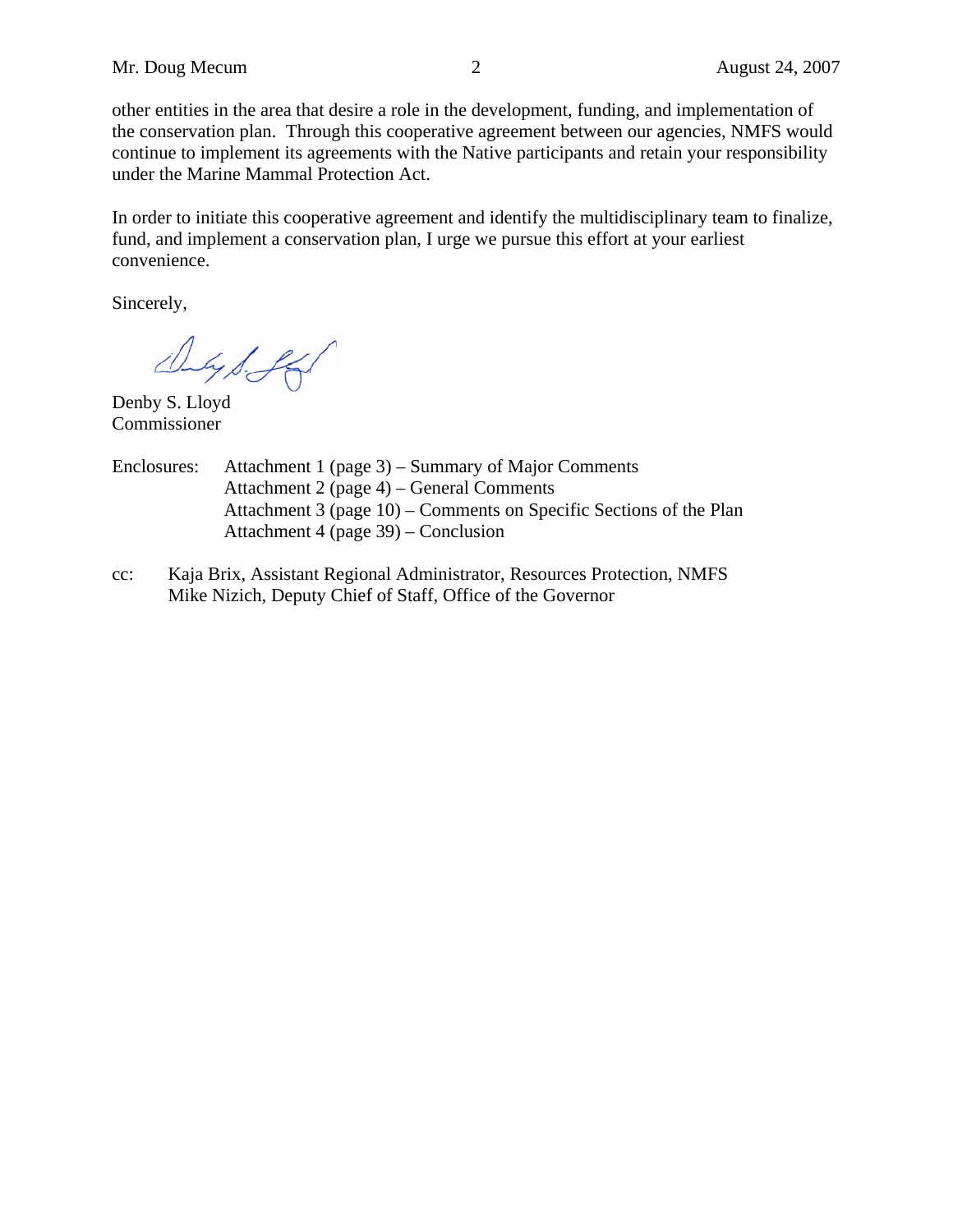other entities in the area that desire a role in the development, funding, and implementation of the conservation plan. Through this cooperative agreement between our agencies, NMFS would continue to implement its agreements with the Native participants and retain your responsibility under the Marine Mammal Protection Act.

In order to initiate this cooperative agreement and identify the multidisciplinary team to finalize, fund, and implement a conservation plan, I urge we pursue this effort at your earliest convenience.

Sincerely,

Denby S. Lloyd
Commissioner

Enclosures: Attachment 1 (page 3) – Summary of Major Comments
Attachment 2 (page 4) – General Comments
Attachment 3 (page 10) – Comments on Specific Sections of the Plan
Attachment 4 (page 39) – Conclusion

cc: Kaja Brix, Assistant Regional Administrator, Resources Protection, NMFS
Mike Nizich, Deputy Chief of Staff, Office of the Governor